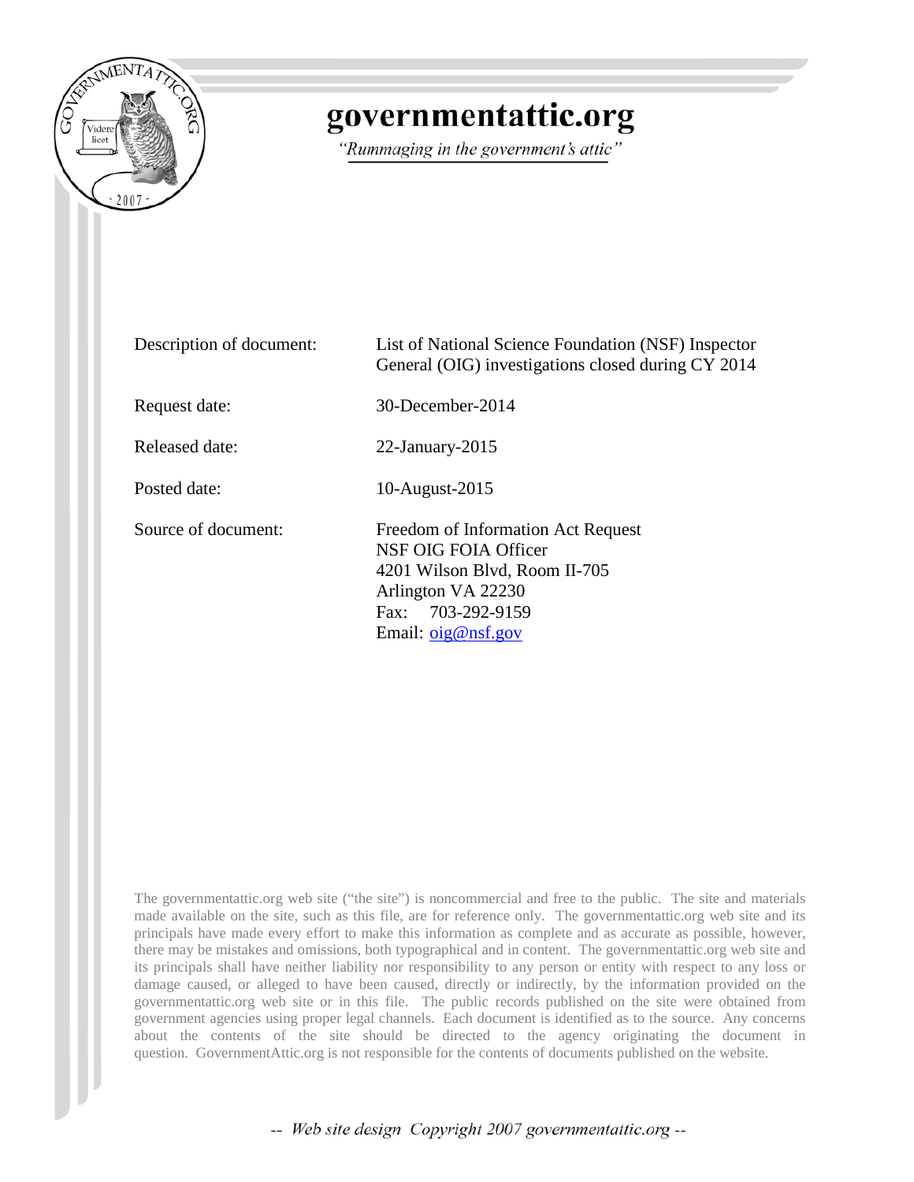# governmentattic.org

*"Rummaging in the government's attic"*

| | |
|---|---|
| Description of document: | List of National Science Foundation (NSF) Inspector General (OIG) investigations closed during CY 2014 |
| Request date: | 30-December-2014 |
| Released date: | 22-January-2015 |
| Posted date: | 10-August-2015 |
| Source of document: | Freedom of Information Act Request<br>NSF OIG FOIA Officer<br>4201 Wilson Blvd, Room II-705<br>Arlington VA 22230<br>Fax: 703-292-9159<br>Email: oig@nsf.gov |

The governmentattic.org web site ("the site") is noncommercial and free to the public. The site and materials made available on the site, such as this file, are for reference only. The governmentattic.org web site and its principals have made every effort to make this information as complete and as accurate as possible, however, there may be mistakes and omissions, both typographical and in content. The governmentattic.org web site and its principals shall have neither liability nor responsibility to any person or entity with respect to any loss or damage caused, or alleged to have been caused, directly or indirectly, by the information provided on the governmentattic.org web site or in this file. The public records published on the site were obtained from government agencies using proper legal channels. Each document is identified as to the source. Any concerns about the contents of the site should be directed to the agency originating the document in question. GovernmentAttic.org is not responsible for the contents of documents published on the website.

-- Web site design Copyright 2007 governmentattic.org --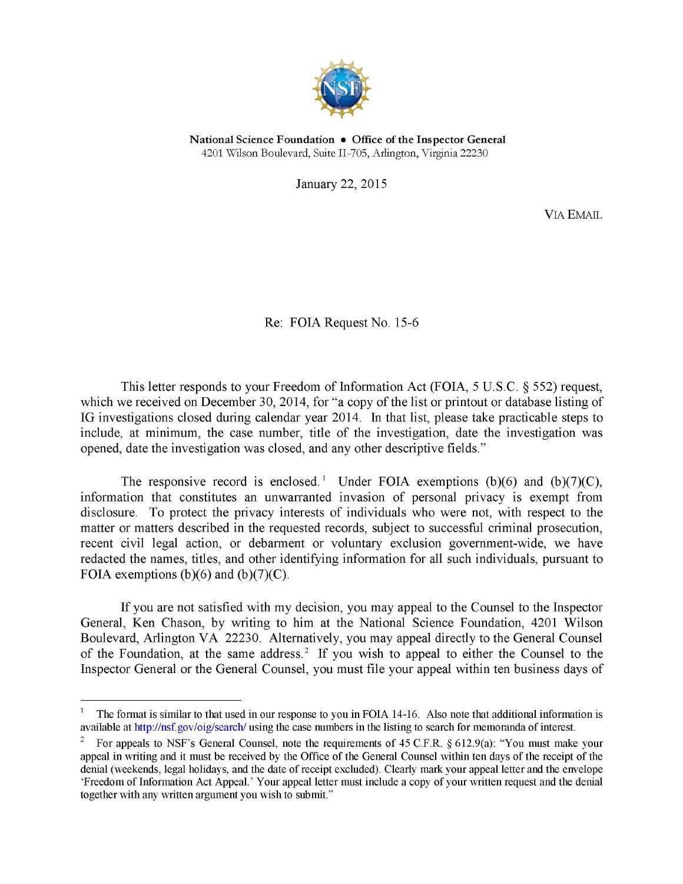**National Science Foundation • Office of the Inspector General**
4201 Wilson Boulevard, Suite II-705, Arlington, Virginia 22230

January 22, 2015

VIA EMAIL

Re: FOIA Request No. 15-6

This letter responds to your Freedom of Information Act (FOIA, 5 U.S.C. § 552) request, which we received on December 30, 2014, for "a copy of the list or printout or database listing of IG investigations closed during calendar year 2014. In that list, please take practicable steps to include, at minimum, the case number, title of the investigation, date the investigation was opened, date the investigation was closed, and any other descriptive fields."

The responsive record is enclosed.[1] Under FOIA exemptions (b)(6) and (b)(7)(C), information that constitutes an unwarranted invasion of personal privacy is exempt from disclosure. To protect the privacy interests of individuals who were not, with respect to the matter or matters described in the requested records, subject to successful criminal prosecution, recent civil legal action, or debarment or voluntary exclusion government-wide, we have redacted the names, titles, and other identifying information for all such individuals, pursuant to FOIA exemptions (b)(6) and (b)(7)(C).

If you are not satisfied with my decision, you may appeal to the Counsel to the Inspector General, Ken Chason, by writing to him at the National Science Foundation, 4201 Wilson Boulevard, Arlington VA 22230. Alternatively, you may appeal directly to the General Counsel of the Foundation, at the same address.[2] If you wish to appeal to either the Counsel to the Inspector General or the General Counsel, you must file your appeal within ten business days of

---

[1] The format is similar to that used in our response to you in FOIA 14-16. Also note that additional information is available at http://nsf.gov/oig/search/ using the case numbers in the listing to search for memoranda of interest.

[2] For appeals to NSF's General Counsel, note the requirements of 45 C.F.R. § 612.9(a): "You must make your appeal in writing and it must be received by the Office of the General Counsel within ten days of the receipt of the denial (weekends, legal holidays, and the date of receipt excluded). Clearly mark your appeal letter and the envelope 'Freedom of Information Act Appeal.' Your appeal letter must include a copy of your written request and the denial together with any written argument you wish to submit."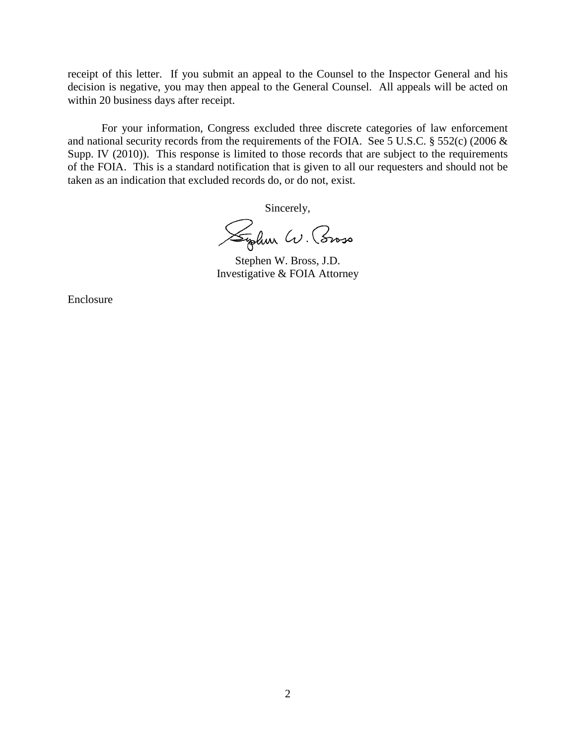receipt of this letter. If you submit an appeal to the Counsel to the Inspector General and his decision is negative, you may then appeal to the General Counsel. All appeals will be acted on within 20 business days after receipt.

For your information, Congress excluded three discrete categories of law enforcement and national security records from the requirements of the FOIA. See 5 U.S.C. § 552(c) (2006 & Supp. IV (2010)). This response is limited to those records that are subject to the requirements of the FOIA. This is a standard notification that is given to all our requesters and should not be taken as an indication that excluded records do, or do not, exist.

Sincerely,

Stephen W. Bross, J.D.
Investigative & FOIA Attorney

Enclosure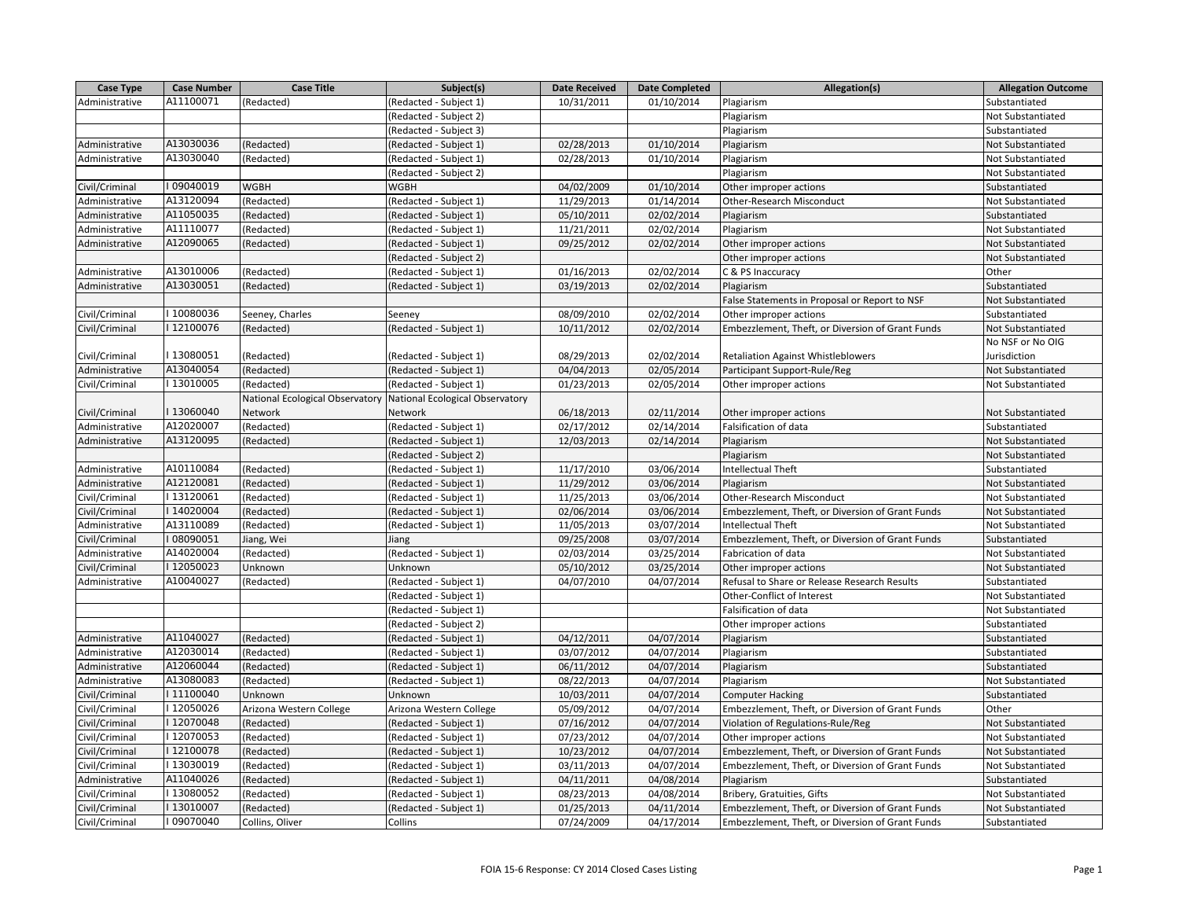| Case Type | Case Number | Case Title | Subject(s) | Date Received | Date Completed | Allegation(s) | Allegation Outcome |
|---|---|---|---|---|---|---|---|
| Administrative | A11100071 | (Redacted) | (Redacted - Subject 1) | 10/31/2011 | 01/10/2014 | Plagiarism | Substantiated |
| | | | (Redacted - Subject 2) | | | Plagiarism | Not Substantiated |
| | | | (Redacted - Subject 3) | | | Plagiarism | Substantiated |
| Administrative | A13030036 | (Redacted) | (Redacted - Subject 1) | 02/28/2013 | 01/10/2014 | Plagiarism | Not Substantiated |
| Administrative | A13030040 | (Redacted) | (Redacted - Subject 1) | 02/28/2013 | 01/10/2014 | Plagiarism | Not Substantiated |
| | | | (Redacted - Subject 2) | | | Plagiarism | Not Substantiated |
| Civil/Criminal | I 09040019 | WGBH | WGBH | 04/02/2009 | 01/10/2014 | Other improper actions | Substantiated |
| Administrative | A13120094 | (Redacted) | (Redacted - Subject 1) | 11/29/2013 | 01/14/2014 | Other-Research Misconduct | Not Substantiated |
| Administrative | A11050035 | (Redacted) | (Redacted - Subject 1) | 05/10/2011 | 02/02/2014 | Plagiarism | Substantiated |
| Administrative | A11110077 | (Redacted) | (Redacted - Subject 1) | 11/21/2011 | 02/02/2014 | Plagiarism | Not Substantiated |
| Administrative | A12090065 | (Redacted) | (Redacted - Subject 1) | 09/25/2012 | 02/02/2014 | Other improper actions | Not Substantiated |
| | | | (Redacted - Subject 2) | | | Other improper actions | Not Substantiated |
| Administrative | A13010006 | (Redacted) | (Redacted - Subject 1) | 01/16/2013 | 02/02/2014 | C & PS Inaccuracy | Other |
| Administrative | A13030051 | (Redacted) | (Redacted - Subject 1) | 03/19/2013 | 02/02/2014 | Plagiarism | Substantiated |
| | | | | | | False Statements in Proposal or Report to NSF | Not Substantiated |
| Civil/Criminal | I 10080036 | Seeney, Charles | Seeney | 08/09/2010 | 02/02/2014 | Other improper actions | Substantiated |
| Civil/Criminal | I 12100076 | (Redacted) | (Redacted - Subject 1) | 10/11/2012 | 02/02/2014 | Embezzlement, Theft, or Diversion of Grant Funds | Not Substantiated |
| Civil/Criminal | I 13080051 | (Redacted) | (Redacted - Subject 1) | 08/29/2013 | 02/02/2014 | Retaliation Against Whistleblowers | No NSF or No OIG Jurisdiction |
| Administrative | A13040054 | (Redacted) | (Redacted - Subject 1) | 04/04/2013 | 02/05/2014 | Participant Support-Rule/Reg | Not Substantiated |
| Civil/Criminal | I 13010005 | (Redacted) | (Redacted - Subject 1) | 01/23/2013 | 02/05/2014 | Other improper actions | Not Substantiated |
| Civil/Criminal | I 13060040 | National Ecological Observatory Network | National Ecological Observatory Network | 06/18/2013 | 02/11/2014 | Other improper actions | Not Substantiated |
| Administrative | A12020007 | (Redacted) | (Redacted - Subject 1) | 02/17/2012 | 02/14/2014 | Falsification of data | Substantiated |
| Administrative | A13120095 | (Redacted) | (Redacted - Subject 1) | 12/03/2013 | 02/14/2014 | Plagiarism | Not Substantiated |
| | | | (Redacted - Subject 2) | | | Plagiarism | Not Substantiated |
| Administrative | A10110084 | (Redacted) | (Redacted - Subject 1) | 11/17/2010 | 03/06/2014 | Intellectual Theft | Substantiated |
| Administrative | A12120081 | (Redacted) | (Redacted - Subject 1) | 11/29/2012 | 03/06/2014 | Plagiarism | Not Substantiated |
| Civil/Criminal | I 13120061 | (Redacted) | (Redacted - Subject 1) | 11/25/2013 | 03/06/2014 | Other-Research Misconduct | Not Substantiated |
| Civil/Criminal | I 14020004 | (Redacted) | (Redacted - Subject 1) | 02/06/2014 | 03/06/2014 | Embezzlement, Theft, or Diversion of Grant Funds | Not Substantiated |
| Administrative | A13110089 | (Redacted) | (Redacted - Subject 1) | 11/05/2013 | 03/07/2014 | Intellectual Theft | Not Substantiated |
| Civil/Criminal | I 08090051 | Jiang, Wei | Jiang | 09/25/2008 | 03/07/2014 | Embezzlement, Theft, or Diversion of Grant Funds | Substantiated |
| Administrative | A14020004 | (Redacted) | (Redacted - Subject 1) | 02/03/2014 | 03/25/2014 | Fabrication of data | Not Substantiated |
| Civil/Criminal | I 12050023 | Unknown | Unknown | 05/10/2012 | 03/25/2014 | Other improper actions | Not Substantiated |
| Administrative | A10040027 | (Redacted) | (Redacted - Subject 1) | 04/07/2010 | 04/07/2014 | Refusal to Share or Release Research Results | Substantiated |
| | | | (Redacted - Subject 1) | | | Other-Conflict of Interest | Not Substantiated |
| | | | (Redacted - Subject 1) | | | Falsification of data | Not Substantiated |
| | | | (Redacted - Subject 2) | | | Other improper actions | Substantiated |
| Administrative | A11040027 | (Redacted) | (Redacted - Subject 1) | 04/12/2011 | 04/07/2014 | Plagiarism | Substantiated |
| Administrative | A12030014 | (Redacted) | (Redacted - Subject 1) | 03/07/2012 | 04/07/2014 | Plagiarism | Substantiated |
| Administrative | A12060044 | (Redacted) | (Redacted - Subject 1) | 06/11/2012 | 04/07/2014 | Plagiarism | Substantiated |
| Administrative | A13080083 | (Redacted) | (Redacted - Subject 1) | 08/22/2013 | 04/07/2014 | Plagiarism | Not Substantiated |
| Civil/Criminal | I 11100040 | Unknown | Unknown | 10/03/2011 | 04/07/2014 | Computer Hacking | Substantiated |
| Civil/Criminal | I 12050026 | Arizona Western College | Arizona Western College | 05/09/2012 | 04/07/2014 | Embezzlement, Theft, or Diversion of Grant Funds | Other |
| Civil/Criminal | I 12070048 | (Redacted) | (Redacted - Subject 1) | 07/16/2012 | 04/07/2014 | Violation of Regulations-Rule/Reg | Not Substantiated |
| Civil/Criminal | I 12070053 | (Redacted) | (Redacted - Subject 1) | 07/23/2012 | 04/07/2014 | Other improper actions | Not Substantiated |
| Civil/Criminal | I 12100078 | (Redacted) | (Redacted - Subject 1) | 10/23/2012 | 04/07/2014 | Embezzlement, Theft, or Diversion of Grant Funds | Not Substantiated |
| Civil/Criminal | I 13030019 | (Redacted) | (Redacted - Subject 1) | 03/11/2013 | 04/07/2014 | Embezzlement, Theft, or Diversion of Grant Funds | Not Substantiated |
| Administrative | A11040026 | (Redacted) | (Redacted - Subject 1) | 04/11/2011 | 04/08/2014 | Plagiarism | Substantiated |
| Civil/Criminal | I 13080052 | (Redacted) | (Redacted - Subject 1) | 08/23/2013 | 04/08/2014 | Bribery, Gratuities, Gifts | Not Substantiated |
| Civil/Criminal | I 13010007 | (Redacted) | (Redacted - Subject 1) | 01/25/2013 | 04/11/2014 | Embezzlement, Theft, or Diversion of Grant Funds | Not Substantiated |
| Civil/Criminal | I 09070040 | Collins, Oliver | Collins | 07/24/2009 | 04/17/2014 | Embezzlement, Theft, or Diversion of Grant Funds | Substantiated |

FOIA 15-6 Response: CY 2014 Closed Cases Listing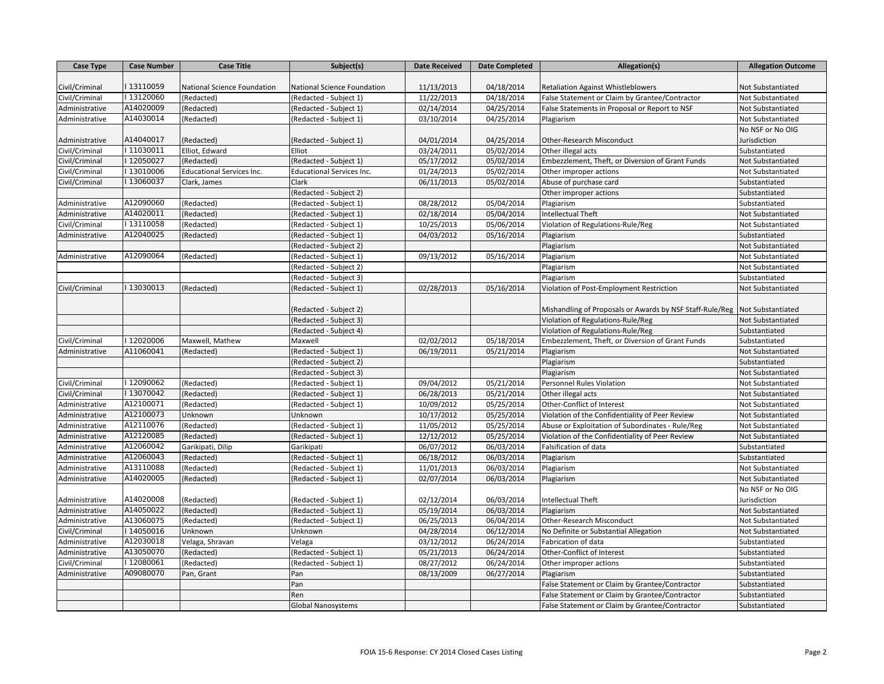| Case Type | Case Number | Case Title | Subject(s) | Date Received | Date Completed | Allegation(s) | Allegation Outcome |
|---|---|---|---|---|---|---|---|
| Civil/Criminal | I 13110059 | National Science Foundation | National Science Foundation | 11/13/2013 | 04/18/2014 | Retaliation Against Whistleblowers | Not Substantiated |
| Civil/Criminal | I 13120060 | (Redacted) | (Redacted - Subject 1) | 11/22/2013 | 04/18/2014 | False Statement or Claim by Grantee/Contractor | Not Substantiated |
| Administrative | A14020009 | (Redacted) | (Redacted - Subject 1) | 02/14/2014 | 04/25/2014 | False Statements in Proposal or Report to NSF | Not Substantiated |
| Administrative | A14030014 | (Redacted) | (Redacted - Subject 1) | 03/10/2014 | 04/25/2014 | Plagiarism | Not Substantiated |
| Administrative | A14040017 | (Redacted) | (Redacted - Subject 1) | 04/01/2014 | 04/25/2014 | Other-Research Misconduct | No NSF or No OIG Jurisdiction |
| Civil/Criminal | I 11030011 | Elliot, Edward | Elliot | 03/24/2011 | 05/02/2014 | Other illegal acts | Substantiated |
| Civil/Criminal | I 12050027 | (Redacted) | (Redacted - Subject 1) | 05/17/2012 | 05/02/2014 | Embezzlement, Theft, or Diversion of Grant Funds | Not Substantiated |
| Civil/Criminal | I 13010006 | Educational Services Inc. | Educational Services Inc. | 01/24/2013 | 05/02/2014 | Other improper actions | Not Substantiated |
| Civil/Criminal | I 13060037 | Clark, James | Clark | 06/11/2013 | 05/02/2014 | Abuse of purchase card | Substantiated |
| | | | (Redacted - Subject 2) | | | Other improper actions | Substantiated |
| Administrative | A12090060 | (Redacted) | (Redacted - Subject 1) | 08/28/2012 | 05/04/2014 | Plagiarism | Substantiated |
| Administrative | A14020011 | (Redacted) | (Redacted - Subject 1) | 02/18/2014 | 05/04/2014 | Intellectual Theft | Not Substantiated |
| Civil/Criminal | I 13110058 | (Redacted) | (Redacted - Subject 1) | 10/25/2013 | 05/06/2014 | Violation of Regulations-Rule/Reg | Not Substantiated |
| Administrative | A12040025 | (Redacted) | (Redacted - Subject 1) | 04/03/2012 | 05/16/2014 | Plagiarism | Substantiated |
| | | | (Redacted - Subject 2) | | | Plagiarism | Not Substantiated |
| Administrative | A12090064 | (Redacted) | (Redacted - Subject 1) | 09/13/2012 | 05/16/2014 | Plagiarism | Not Substantiated |
| | | | (Redacted - Subject 2) | | | Plagiarism | Not Substantiated |
| | | | (Redacted - Subject 3) | | | Plagiarism | Substantiated |
| Civil/Criminal | I 13030013 | (Redacted) | (Redacted - Subject 1) | 02/28/2013 | 05/16/2014 | Violation of Post-Employment Restriction | Not Substantiated |
| | | | (Redacted - Subject 2) | | | Mishandling of Proposals or Awards by NSF Staff-Rule/Reg | Not Substantiated |
| | | | (Redacted - Subject 3) | | | Violation of Regulations-Rule/Reg | Not Substantiated |
| | | | (Redacted - Subject 4) | | | Violation of Regulations-Rule/Reg | Substantiated |
| Civil/Criminal | I 12020006 | Maxwell, Mathew | Maxwell | 02/02/2012 | 05/18/2014 | Embezzlement, Theft, or Diversion of Grant Funds | Substantiated |
| Administrative | A11060041 | (Redacted) | (Redacted - Subject 1) | 06/19/2011 | 05/21/2014 | Plagiarism | Not Substantiated |
| | | | (Redacted - Subject 2) | | | Plagiarism | Substantiated |
| | | | (Redacted - Subject 3) | | | Plagiarism | Not Substantiated |
| Civil/Criminal | I 12090062 | (Redacted) | (Redacted - Subject 1) | 09/04/2012 | 05/21/2014 | Personnel Rules Violation | Not Substantiated |
| Civil/Criminal | I 13070042 | (Redacted) | (Redacted - Subject 1) | 06/28/2013 | 05/21/2014 | Other illegal acts | Not Substantiated |
| Administrative | A12100071 | (Redacted) | (Redacted - Subject 1) | 10/09/2012 | 05/25/2014 | Other-Conflict of Interest | Not Substantiated |
| Administrative | A12100073 | Unknown | Unknown | 10/17/2012 | 05/25/2014 | Violation of the Confidentiality of Peer Review | Not Substantiated |
| Administrative | A12110076 | (Redacted) | (Redacted - Subject 1) | 11/05/2012 | 05/25/2014 | Abuse or Exploitation of Subordinates - Rule/Reg | Not Substantiated |
| Administrative | A12120085 | (Redacted) | (Redacted - Subject 1) | 12/12/2012 | 05/25/2014 | Violation of the Confidentiality of Peer Review | Not Substantiated |
| Administrative | A12060042 | Garikipati, Dilip | Garikipati | 06/07/2012 | 06/03/2014 | Falsification of data | Substantiated |
| Administrative | A12060043 | (Redacted) | (Redacted - Subject 1) | 06/18/2012 | 06/03/2014 | Plagiarism | Substantiated |
| Administrative | A13110088 | (Redacted) | (Redacted - Subject 1) | 11/01/2013 | 06/03/2014 | Plagiarism | Not Substantiated |
| Administrative | A14020005 | (Redacted) | (Redacted - Subject 1) | 02/07/2014 | 06/03/2014 | Plagiarism | Not Substantiated |
| Administrative | A14020008 | (Redacted) | (Redacted - Subject 1) | 02/12/2014 | 06/03/2014 | Intellectual Theft | No NSF or No OIG Jurisdiction |
| Administrative | A14050022 | (Redacted) | (Redacted - Subject 1) | 05/19/2014 | 06/03/2014 | Plagiarism | Not Substantiated |
| Administrative | A13060075 | (Redacted) | (Redacted - Subject 1) | 06/25/2013 | 06/04/2014 | Other-Research Misconduct | Not Substantiated |
| Civil/Criminal | I 14050016 | Unknown | Unknown | 04/28/2014 | 06/12/2014 | No Definite or Substantial Allegation | Not Substantiated |
| Administrative | A12030018 | Velaga, Shravan | Velaga | 03/12/2012 | 06/24/2014 | Fabrication of data | Substantiated |
| Administrative | A13050070 | (Redacted) | (Redacted - Subject 1) | 05/21/2013 | 06/24/2014 | Other-Conflict of Interest | Substantiated |
| Civil/Criminal | I 12080061 | (Redacted) | (Redacted - Subject 1) | 08/27/2012 | 06/24/2014 | Other improper actions | Substantiated |
| Administrative | A09080070 | Pan, Grant | Pan | 08/13/2009 | 06/27/2014 | Plagiarism | Substantiated |
| | | | Pan | | | False Statement or Claim by Grantee/Contractor | Substantiated |
| | | | Ren | | | False Statement or Claim by Grantee/Contractor | Substantiated |
| | | | Global Nanosystems | | | False Statement or Claim by Grantee/Contractor | Substantiated |

FOIA 15-6 Response: CY 2014 Closed Cases Listing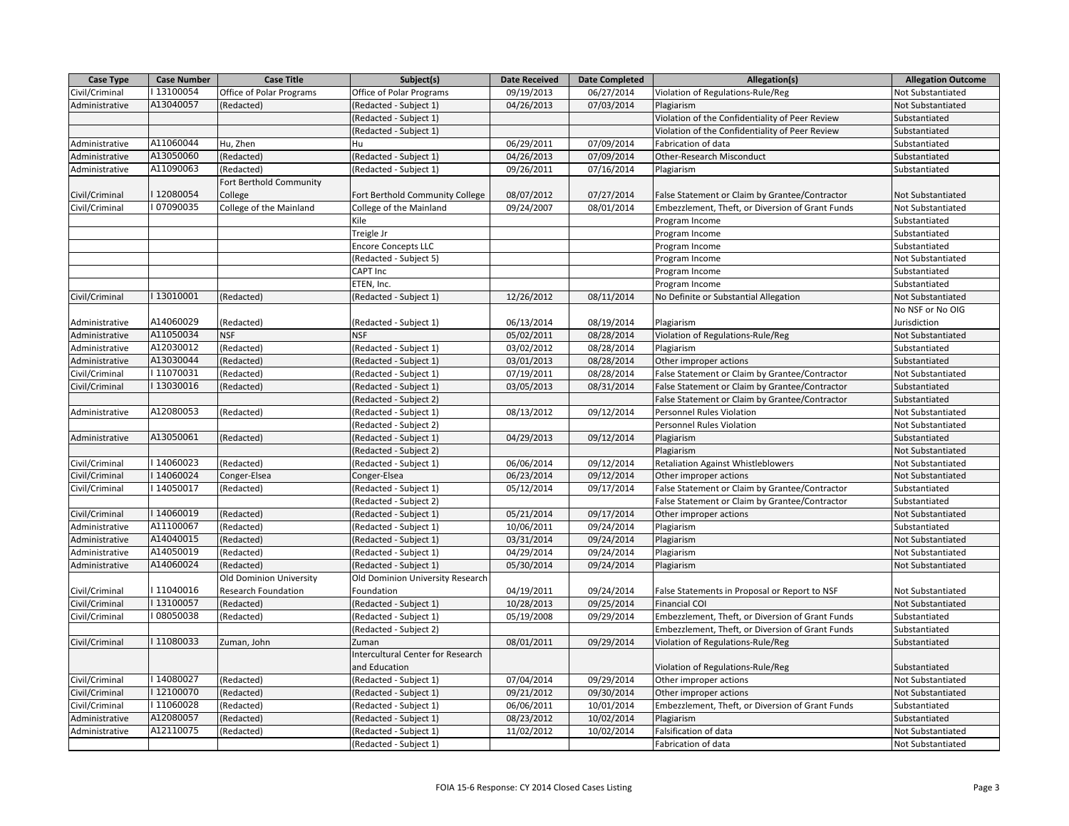| Case Type | Case Number | Case Title | Subject(s) | Date Received | Date Completed | Allegation(s) | Allegation Outcome |
|---|---|---|---|---|---|---|---|
| Civil/Criminal | I 13100054 | Office of Polar Programs | Office of Polar Programs | 09/19/2013 | 06/27/2014 | Violation of Regulations-Rule/Reg | Not Substantiated |
| Administrative | A13040057 | (Redacted) | (Redacted - Subject 1) | 04/26/2013 | 07/03/2014 | Plagiarism | Not Substantiated |
| | | | (Redacted - Subject 1) | | | Violation of the Confidentiality of Peer Review | Substantiated |
| | | | (Redacted - Subject 1) | | | Violation of the Confidentiality of Peer Review | Substantiated |
| Administrative | A11060044 | Hu, Zhen | Hu | 06/29/2011 | 07/09/2014 | Fabrication of data | Substantiated |
| Administrative | A13050060 | (Redacted) | (Redacted - Subject 1) | 04/26/2013 | 07/09/2014 | Other-Research Misconduct | Substantiated |
| Administrative | A11090063 | (Redacted) | (Redacted - Subject 1) | 09/26/2011 | 07/16/2014 | Plagiarism | Substantiated |
| Civil/Criminal | I 12080054 | Fort Berthold Community College | Fort Berthold Community College | 08/07/2012 | 07/27/2014 | False Statement or Claim by Grantee/Contractor | Not Substantiated |
| Civil/Criminal | I 07090035 | College of the Mainland | College of the Mainland | 09/24/2007 | 08/01/2014 | Embezzlement, Theft, or Diversion of Grant Funds | Not Substantiated |
| | | | Kile | | | Program Income | Substantiated |
| | | | Treigle Jr | | | Program Income | Substantiated |
| | | | Encore Concepts LLC | | | Program Income | Substantiated |
| | | | (Redacted - Subject 5) | | | Program Income | Not Substantiated |
| | | | CAPT Inc | | | Program Income | Substantiated |
| | | | ETEN, Inc. | | | Program Income | Substantiated |
| Civil/Criminal | I 13010001 | (Redacted) | (Redacted - Subject 1) | 12/26/2012 | 08/11/2014 | No Definite or Substantial Allegation | Not Substantiated |
| Administrative | A14060029 | (Redacted) | (Redacted - Subject 1) | 06/13/2014 | 08/19/2014 | Plagiarism | No NSF or No OIG Jurisdiction |
| Administrative | A11050034 | NSF | NSF | 05/02/2011 | 08/28/2014 | Violation of Regulations-Rule/Reg | Not Substantiated |
| Administrative | A12030012 | (Redacted) | (Redacted - Subject 1) | 03/02/2012 | 08/28/2014 | Plagiarism | Substantiated |
| Administrative | A13030044 | (Redacted) | (Redacted - Subject 1) | 03/01/2013 | 08/28/2014 | Other improper actions | Substantiated |
| Civil/Criminal | I 11070031 | (Redacted) | (Redacted - Subject 1) | 07/19/2011 | 08/28/2014 | False Statement or Claim by Grantee/Contractor | Not Substantiated |
| Civil/Criminal | I 13030016 | (Redacted) | (Redacted - Subject 1) | 03/05/2013 | 08/31/2014 | False Statement or Claim by Grantee/Contractor | Substantiated |
| | | | (Redacted - Subject 2) | | | False Statement or Claim by Grantee/Contractor | Substantiated |
| Administrative | A12080053 | (Redacted) | (Redacted - Subject 1) | 08/13/2012 | 09/12/2014 | Personnel Rules Violation | Not Substantiated |
| | | | (Redacted - Subject 2) | | | Personnel Rules Violation | Not Substantiated |
| Administrative | A13050061 | (Redacted) | (Redacted - Subject 1) | 04/29/2013 | 09/12/2014 | Plagiarism | Substantiated |
| | | | (Redacted - Subject 2) | | | Plagiarism | Not Substantiated |
| Civil/Criminal | I 14060023 | (Redacted) | (Redacted - Subject 1) | 06/06/2014 | 09/12/2014 | Retaliation Against Whistleblowers | Not Substantiated |
| Civil/Criminal | I 14060024 | Conger-Elsea | Conger-Elsea | 06/23/2014 | 09/12/2014 | Other improper actions | Not Substantiated |
| Civil/Criminal | I 14050017 | (Redacted) | (Redacted - Subject 1) | 05/12/2014 | 09/17/2014 | False Statement or Claim by Grantee/Contractor | Substantiated |
| | | | (Redacted - Subject 2) | | | False Statement or Claim by Grantee/Contractor | Substantiated |
| Civil/Criminal | I 14060019 | (Redacted) | (Redacted - Subject 1) | 05/21/2014 | 09/17/2014 | Other improper actions | Not Substantiated |
| Administrative | A11100067 | (Redacted) | (Redacted - Subject 1) | 10/06/2011 | 09/24/2014 | Plagiarism | Substantiated |
| Administrative | A14040015 | (Redacted) | (Redacted - Subject 1) | 03/31/2014 | 09/24/2014 | Plagiarism | Not Substantiated |
| Administrative | A14050019 | (Redacted) | (Redacted - Subject 1) | 04/29/2014 | 09/24/2014 | Plagiarism | Not Substantiated |
| Administrative | A14060024 | (Redacted) | (Redacted - Subject 1) | 05/30/2014 | 09/24/2014 | Plagiarism | Not Substantiated |
| Civil/Criminal | I 11040016 | Old Dominion University Research Foundation | Old Dominion University Research Foundation | 04/19/2011 | 09/24/2014 | False Statements in Proposal or Report to NSF | Not Substantiated |
| Civil/Criminal | I 13100057 | (Redacted) | (Redacted - Subject 1) | 10/28/2013 | 09/25/2014 | Financial COI | Not Substantiated |
| Civil/Criminal | I 08050038 | (Redacted) | (Redacted - Subject 1) | 05/19/2008 | 09/29/2014 | Embezzlement, Theft, or Diversion of Grant Funds | Substantiated |
| | | | (Redacted - Subject 2) | | | Embezzlement, Theft, or Diversion of Grant Funds | Substantiated |
| Civil/Criminal | I 11080033 | Zuman, John | Zuman | 08/01/2011 | 09/29/2014 | Violation of Regulations-Rule/Reg | Substantiated |
| | | | Intercultural Center for Research and Education | | | Violation of Regulations-Rule/Reg | Substantiated |
| Civil/Criminal | I 14080027 | (Redacted) | (Redacted - Subject 1) | 07/04/2014 | 09/29/2014 | Other improper actions | Not Substantiated |
| Civil/Criminal | I 12100070 | (Redacted) | (Redacted - Subject 1) | 09/21/2012 | 09/30/2014 | Other improper actions | Not Substantiated |
| Civil/Criminal | I 11060028 | (Redacted) | (Redacted - Subject 1) | 06/06/2011 | 10/01/2014 | Embezzlement, Theft, or Diversion of Grant Funds | Substantiated |
| Administrative | A12080057 | (Redacted) | (Redacted - Subject 1) | 08/23/2012 | 10/02/2014 | Plagiarism | Substantiated |
| Administrative | A12110075 | (Redacted) | (Redacted - Subject 1) | 11/02/2012 | 10/02/2014 | Falsification of data | Not Substantiated |
| | | | (Redacted - Subject 1) | | | Fabrication of data | Not Substantiated |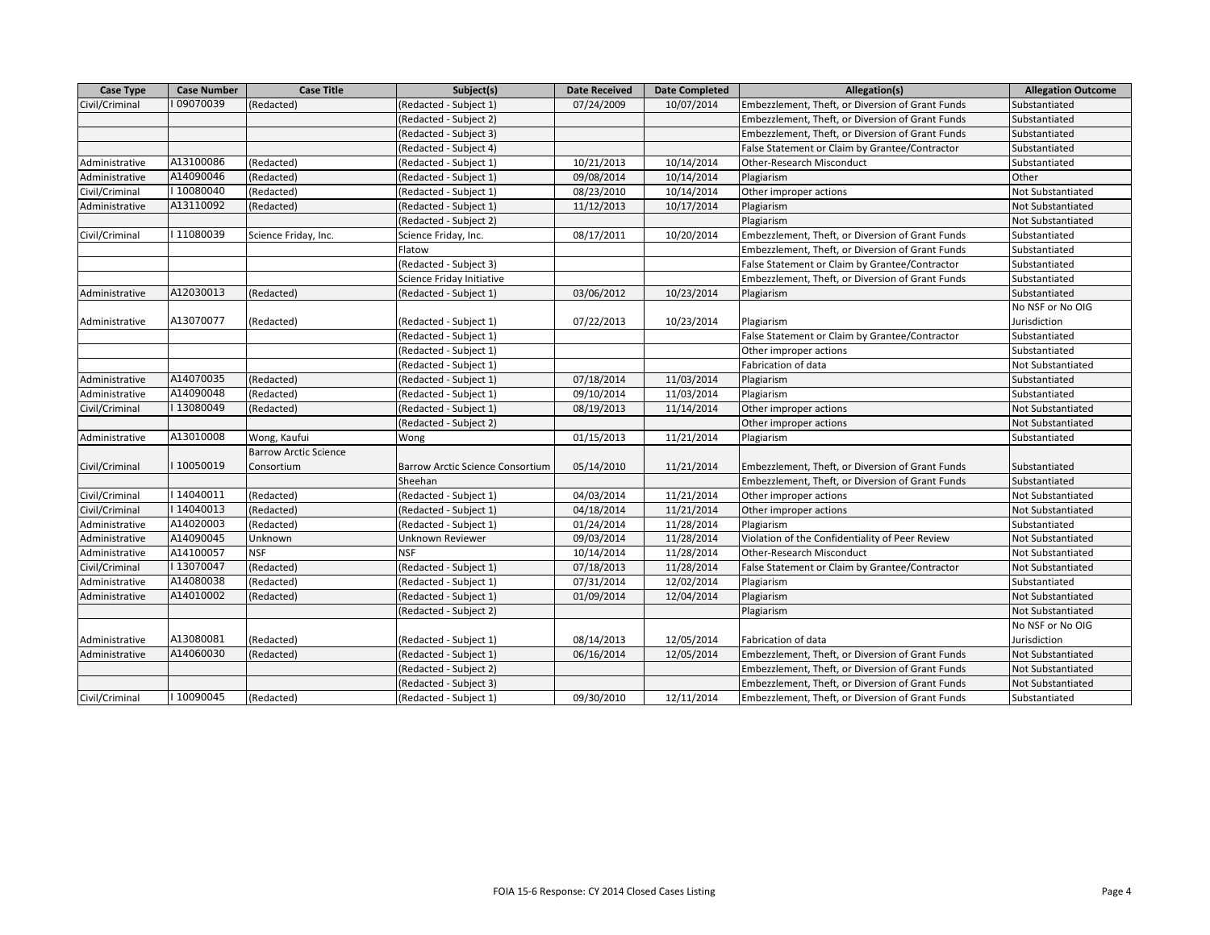| Case Type | Case Number | Case Title | Subject(s) | Date Received | Date Completed | Allegation(s) | Allegation Outcome |
|---|---|---|---|---|---|---|---|
| Civil/Criminal | I 09070039 | (Redacted) | (Redacted - Subject 1) | 07/24/2009 | 10/07/2014 | Embezzlement, Theft, or Diversion of Grant Funds | Substantiated |
| | | | (Redacted - Subject 2) | | | Embezzlement, Theft, or Diversion of Grant Funds | Substantiated |
| | | | (Redacted - Subject 3) | | | Embezzlement, Theft, or Diversion of Grant Funds | Substantiated |
| | | | (Redacted - Subject 4) | | | False Statement or Claim by Grantee/Contractor | Substantiated |
| Administrative | A13100086 | (Redacted) | (Redacted - Subject 1) | 10/21/2013 | 10/14/2014 | Other-Research Misconduct | Substantiated |
| Administrative | A14090046 | (Redacted) | (Redacted - Subject 1) | 09/08/2014 | 10/14/2014 | Plagiarism | Other |
| Civil/Criminal | I 10080040 | (Redacted) | (Redacted - Subject 1) | 08/23/2010 | 10/14/2014 | Other improper actions | Not Substantiated |
| Administrative | A13110092 | (Redacted) | (Redacted - Subject 1) | 11/12/2013 | 10/17/2014 | Plagiarism | Not Substantiated |
| | | | (Redacted - Subject 2) | | | Plagiarism | Not Substantiated |
| Civil/Criminal | I 11080039 | Science Friday, Inc. | Science Friday, Inc. | 08/17/2011 | 10/20/2014 | Embezzlement, Theft, or Diversion of Grant Funds | Substantiated |
| | | | Flatow | | | Embezzlement, Theft, or Diversion of Grant Funds | Substantiated |
| | | | (Redacted - Subject 3) | | | False Statement or Claim by Grantee/Contractor | Substantiated |
| | | | Science Friday Initiative | | | Embezzlement, Theft, or Diversion of Grant Funds | Substantiated |
| Administrative | A12030013 | (Redacted) | (Redacted - Subject 1) | 03/06/2012 | 10/23/2014 | Plagiarism | Substantiated |
| Administrative | A13070077 | (Redacted) | (Redacted - Subject 1) | 07/22/2013 | 10/23/2014 | Plagiarism | No NSF or No OIG Jurisdiction |
| | | | (Redacted - Subject 1) | | | False Statement or Claim by Grantee/Contractor | Substantiated |
| | | | (Redacted - Subject 1) | | | Other improper actions | Substantiated |
| | | | (Redacted - Subject 1) | | | Fabrication of data | Not Substantiated |
| Administrative | A14070035 | (Redacted) | (Redacted - Subject 1) | 07/18/2014 | 11/03/2014 | Plagiarism | Substantiated |
| Administrative | A14090048 | (Redacted) | (Redacted - Subject 1) | 09/10/2014 | 11/03/2014 | Plagiarism | Substantiated |
| Civil/Criminal | I 13080049 | (Redacted) | (Redacted - Subject 1) | 08/19/2013 | 11/14/2014 | Other improper actions | Not Substantiated |
| | | | (Redacted - Subject 2) | | | Other improper actions | Not Substantiated |
| Administrative | A13010008 | Wong, Kaufui | Wong | 01/15/2013 | 11/21/2014 | Plagiarism | Substantiated |
| Civil/Criminal | I 10050019 | Barrow Arctic Science Consortium | Barrow Arctic Science Consortium | 05/14/2010 | 11/21/2014 | Embezzlement, Theft, or Diversion of Grant Funds | Substantiated |
| | | | Sheehan | | | Embezzlement, Theft, or Diversion of Grant Funds | Substantiated |
| Civil/Criminal | I 14040011 | (Redacted) | (Redacted - Subject 1) | 04/03/2014 | 11/21/2014 | Other improper actions | Not Substantiated |
| Civil/Criminal | I 14040013 | (Redacted) | (Redacted - Subject 1) | 04/18/2014 | 11/21/2014 | Other improper actions | Not Substantiated |
| Administrative | A14020003 | (Redacted) | (Redacted - Subject 1) | 01/24/2014 | 11/28/2014 | Plagiarism | Substantiated |
| Administrative | A14090045 | Unknown | Unknown Reviewer | 09/03/2014 | 11/28/2014 | Violation of the Confidentiality of Peer Review | Not Substantiated |
| Administrative | A14100057 | NSF | NSF | 10/14/2014 | 11/28/2014 | Other-Research Misconduct | Not Substantiated |
| Civil/Criminal | I 13070047 | (Redacted) | (Redacted - Subject 1) | 07/18/2013 | 11/28/2014 | False Statement or Claim by Grantee/Contractor | Not Substantiated |
| Administrative | A14080038 | (Redacted) | (Redacted - Subject 1) | 07/31/2014 | 12/02/2014 | Plagiarism | Substantiated |
| Administrative | A14010002 | (Redacted) | (Redacted - Subject 1) | 01/09/2014 | 12/04/2014 | Plagiarism | Not Substantiated |
| | | | (Redacted - Subject 2) | | | Plagiarism | Not Substantiated |
| Administrative | A13080081 | (Redacted) | (Redacted - Subject 1) | 08/14/2013 | 12/05/2014 | Fabrication of data | No NSF or No OIG Jurisdiction |
| Administrative | A14060030 | (Redacted) | (Redacted - Subject 1) | 06/16/2014 | 12/05/2014 | Embezzlement, Theft, or Diversion of Grant Funds | Not Substantiated |
| | | | (Redacted - Subject 2) | | | Embezzlement, Theft, or Diversion of Grant Funds | Not Substantiated |
| | | | (Redacted - Subject 3) | | | Embezzlement, Theft, or Diversion of Grant Funds | Not Substantiated |
| Civil/Criminal | I 10090045 | (Redacted) | (Redacted - Subject 1) | 09/30/2010 | 12/11/2014 | Embezzlement, Theft, or Diversion of Grant Funds | Substantiated |